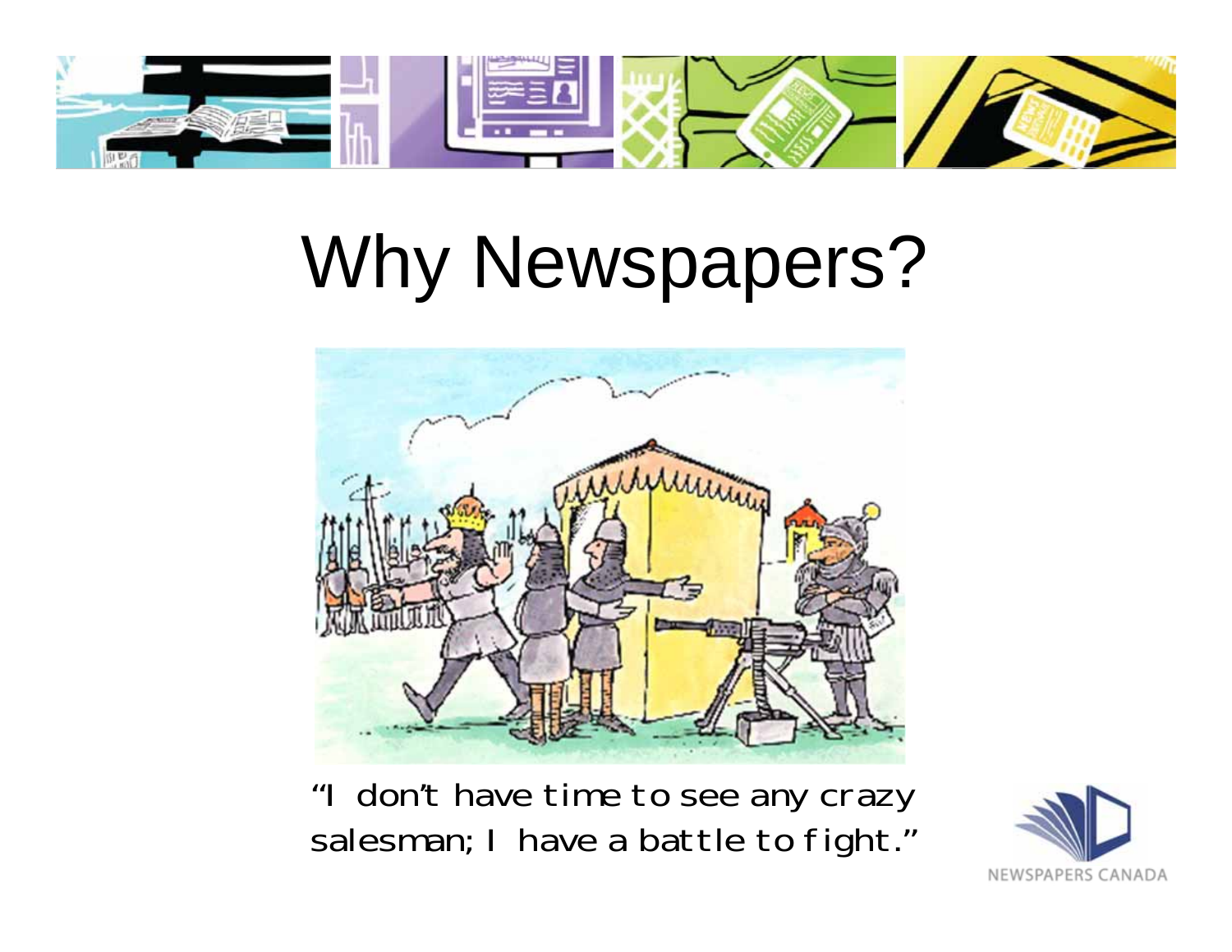# Why Newspapers?

"I don't have time to see any crazy salesman; I have a battle to fight."

NEWSPAPERS CANADA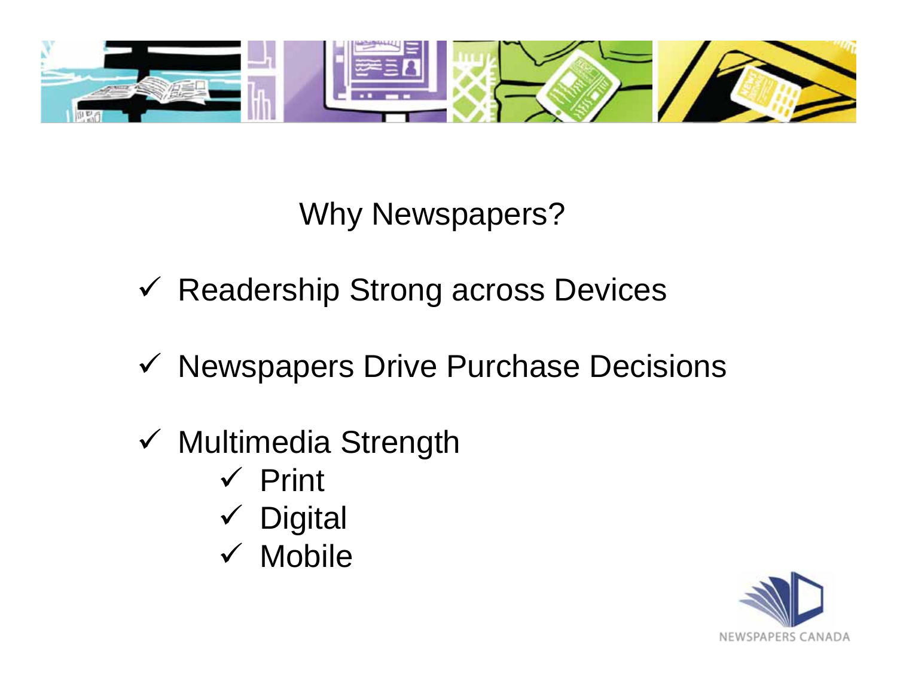# Why Newspapers?

- ✓ Readership Strong across Devices
- ✓ Newspapers Drive Purchase Decisions
- ✓ Multimedia Strength
  - ✓ Print
  - ✓ Digital
  - ✓ Mobile

NEWSPAPERS CANADA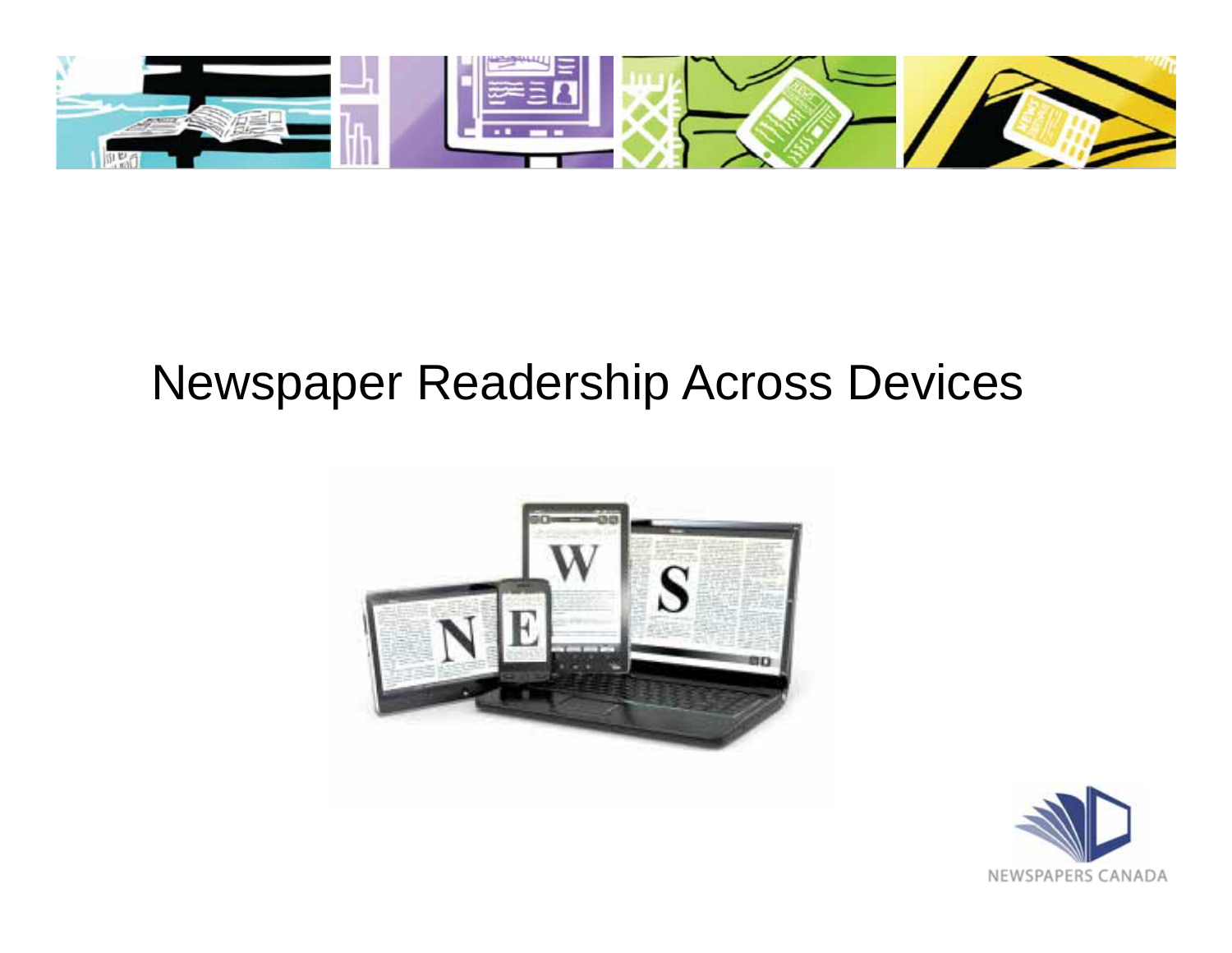# Newspaper Readership Across Devices

NEWSPAPERS CANADA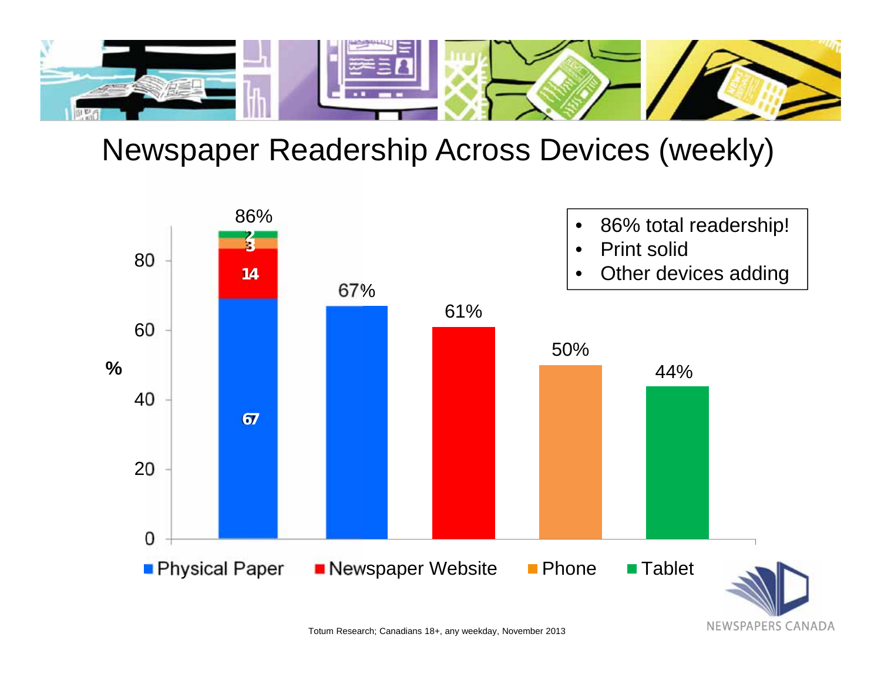# Newspaper Readership Across Devices (weekly)

- 86% total readership!
- Print solid
- Other devices adding

| | Physical Paper | Newspaper Website | Phone | Tablet | Total |
|---|---|---|---|---|---|
| Stacked (total readership) | 67 | 14 | 3 | 2 | 86% |

| Device | % |
|---|---|
| Physical Paper | 67% |
| Newspaper Website | 61% |
| Phone | 50% |
| Tablet | 44% |

Totum Research; Canadians 18+, any weekday, November 2013

NEWSPAPERS CANADA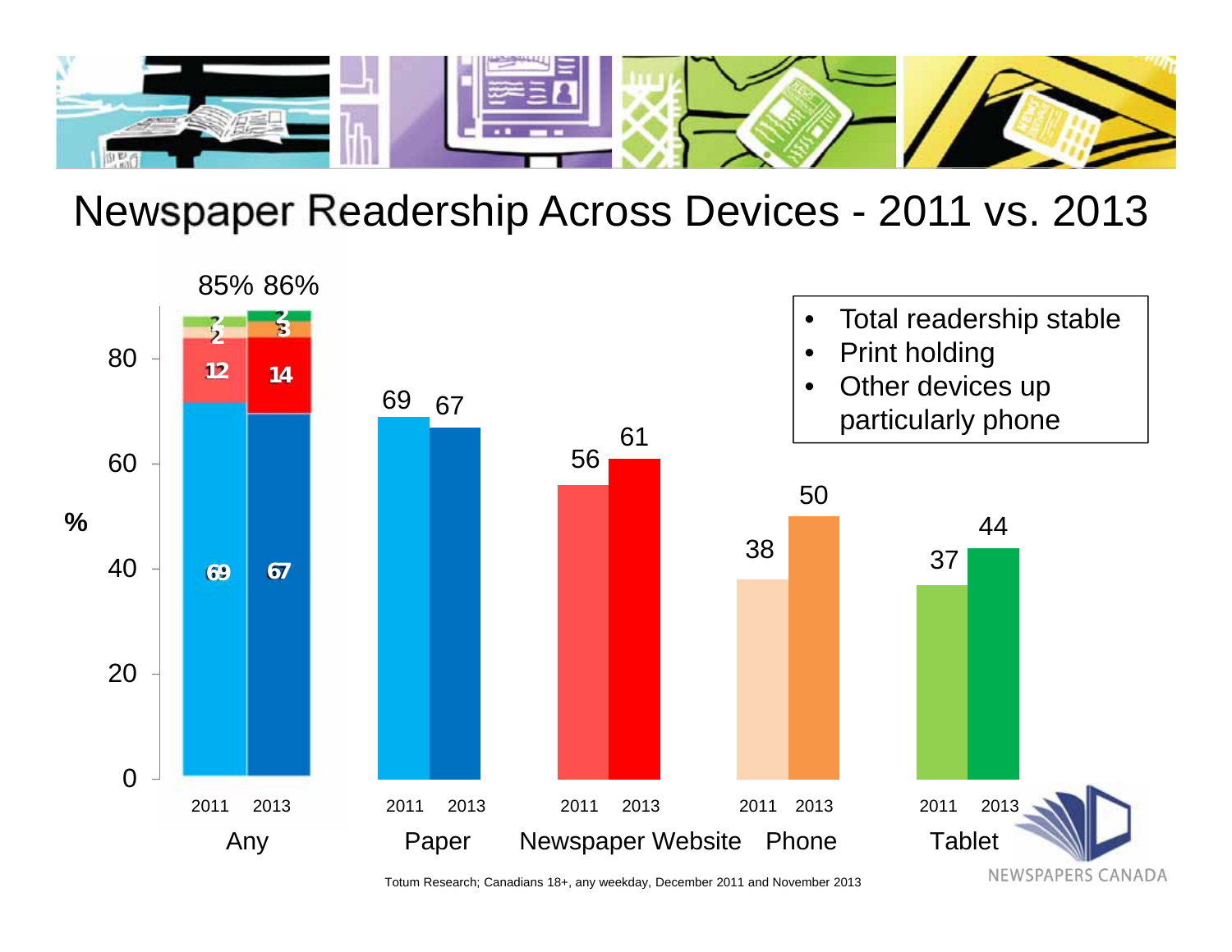# Newspaper Readership Across Devices - 2011 vs. 2013

| | Any 2011 | Any 2013 | Paper 2011 | Paper 2013 | Newspaper Website 2011 | Newspaper Website 2013 | Phone 2011 | Phone 2013 | Tablet 2011 | Tablet 2013 |
|---|---|---|---|---|---|---|---|---|---|---|
| % | 85% | 86% | 69 | 67 | 56 | 61 | 38 | 50 | 37 | 44 |

Any (stacked): 2011 — 69, 12, 2, 2; 2013 — 67, 14, 3, 2

- Total readership stable
- Print holding
- Other devices up particularly phone

Totum Research; Canadians 18+, any weekday, December 2011 and November 2013

NEWSPAPERS CANADA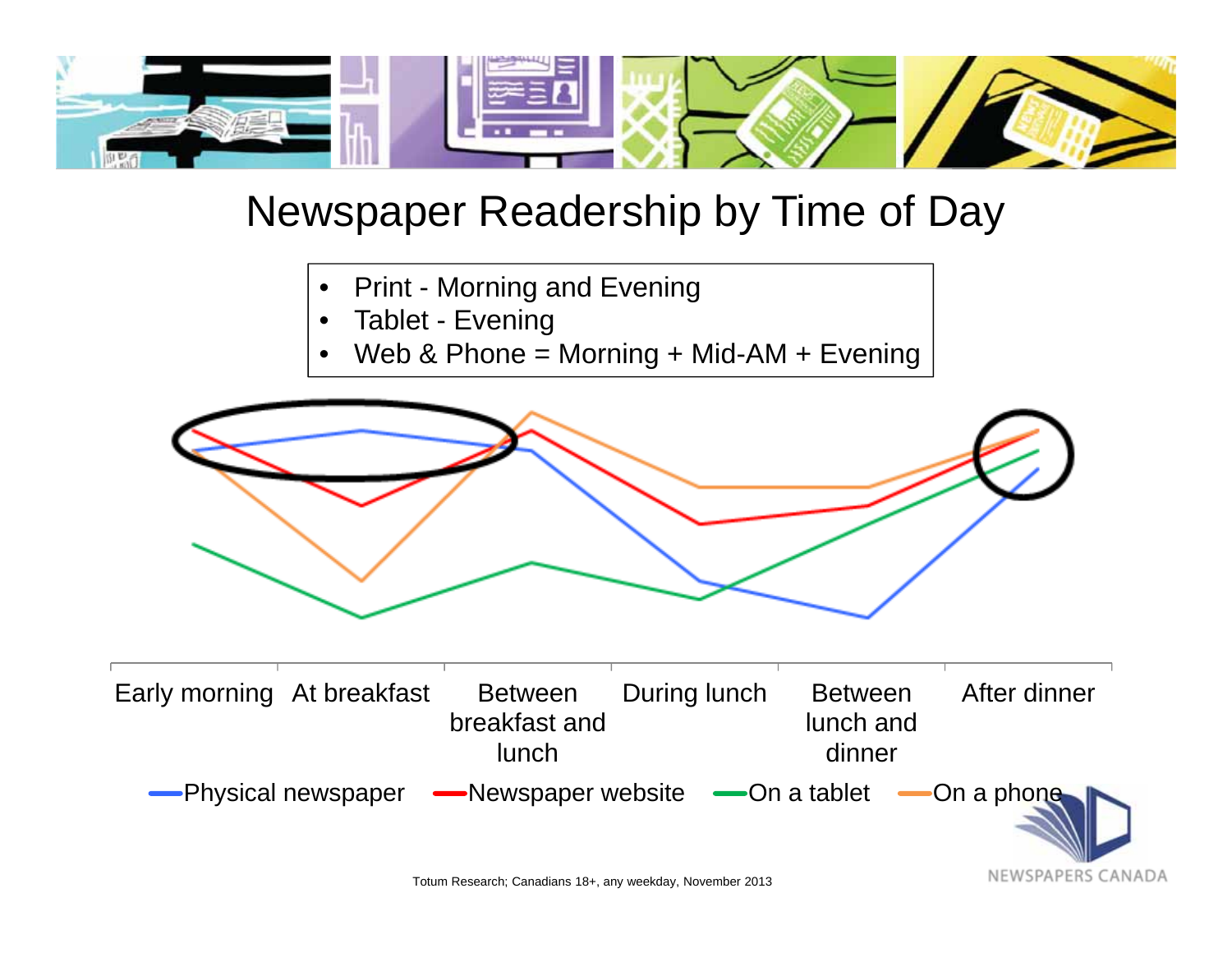# Newspaper Readership by Time of Day

- Print - Morning and Evening
- Tablet - Evening
- Web & Phone = Morning + Mid-AM + Evening

Early morning | At breakfast | Between breakfast and lunch | During lunch | Between lunch and dinner | After dinner

Physical newspaper | Newspaper website | On a tablet | On a phone

Totum Research; Canadians 18+, any weekday, November 2013

NEWSPAPERS CANADA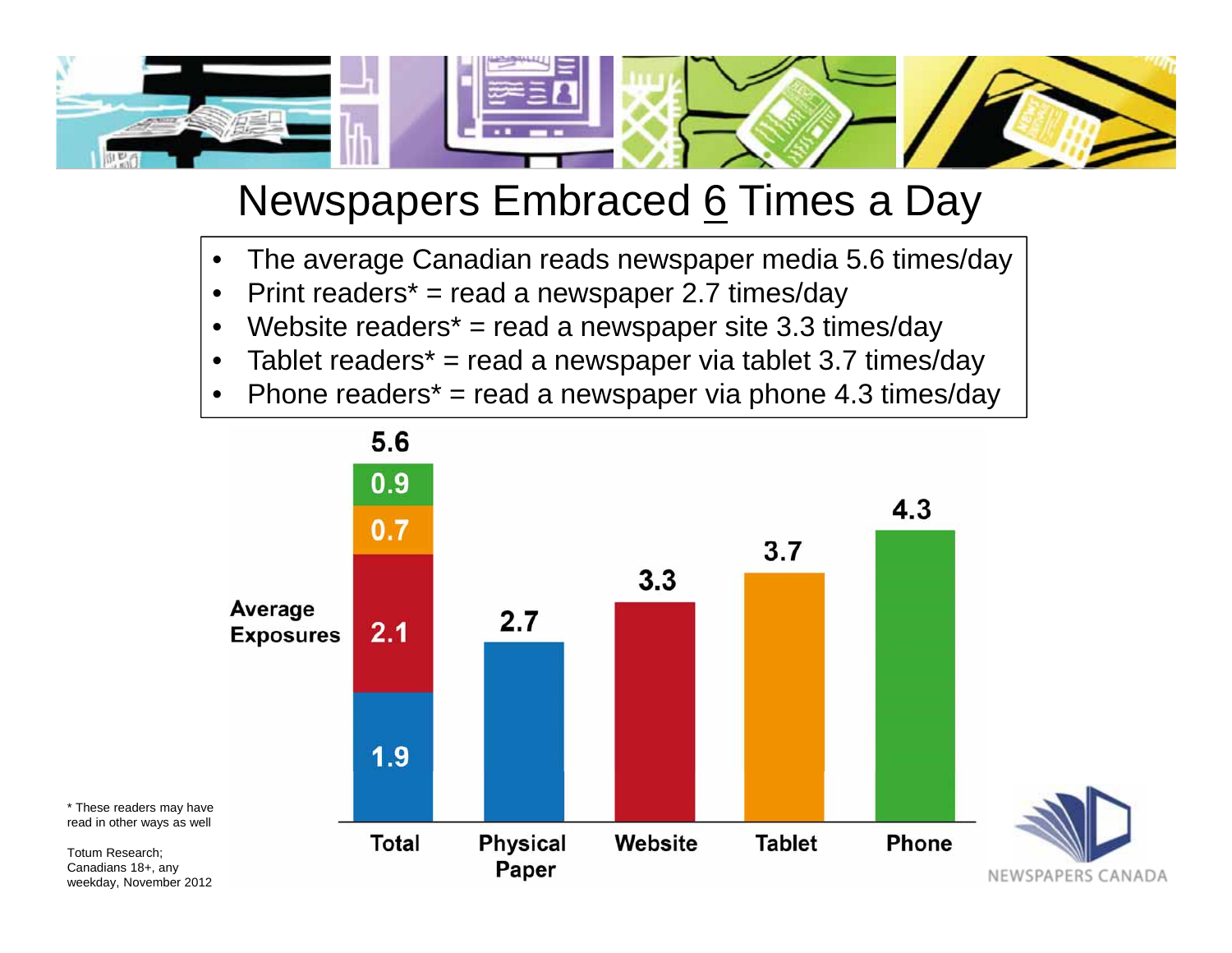# Newspapers Embraced 6 Times a Day

- The average Canadian reads newspaper media 5.6 times/day
- Print readers* = read a newspaper 2.7 times/day
- Website readers* = read a newspaper site 3.3 times/day
- Tablet readers* = read a newspaper via tablet 3.7 times/day
- Phone readers* = read a newspaper via phone 4.3 times/day

Average Exposures

| | Total | Physical Paper | Website | Tablet | Phone |
|---|---|---|---|---|---|
| Physical Paper | 1.9 | 2.7 | | | |
| Website | 2.1 | | 3.3 | | |
| Tablet | 0.7 | | | 3.7 | |
| Phone | 0.9 | | | | 4.3 |
| **Total** | **5.6** | | | | |

\* These readers may have read in other ways as well

Totum Research; Canadians 18+, any weekday, November 2012

NEWSPAPERS CANADA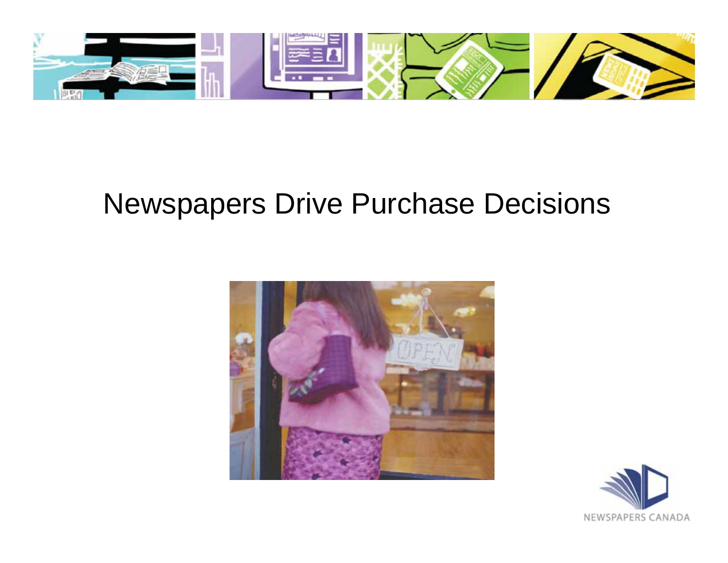# Newspapers Drive Purchase Decisions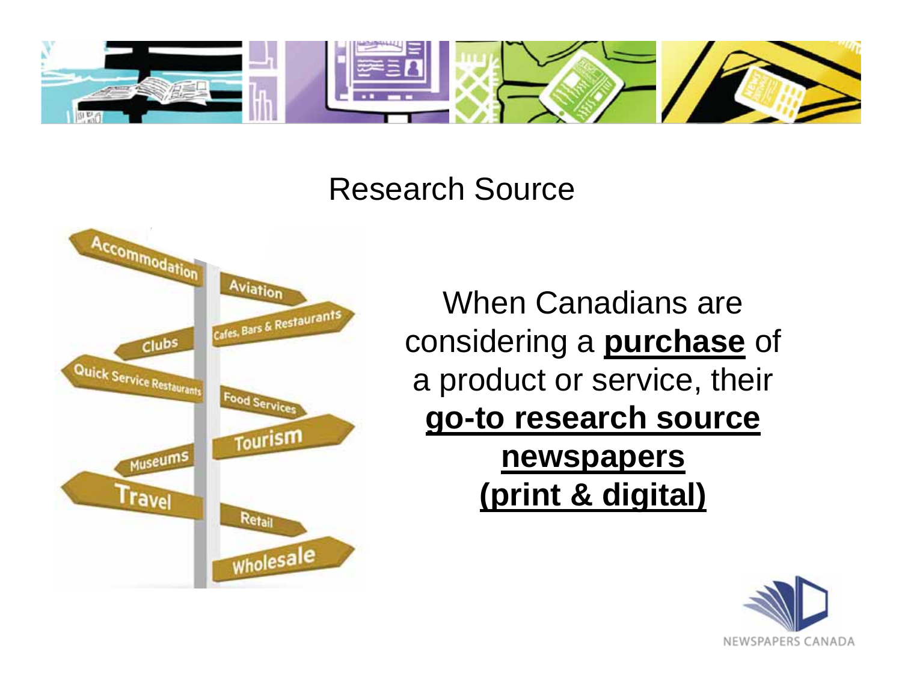# Research Source

When Canadians are considering a **purchase** of a product or service, their **go-to research source newspapers (print & digital)**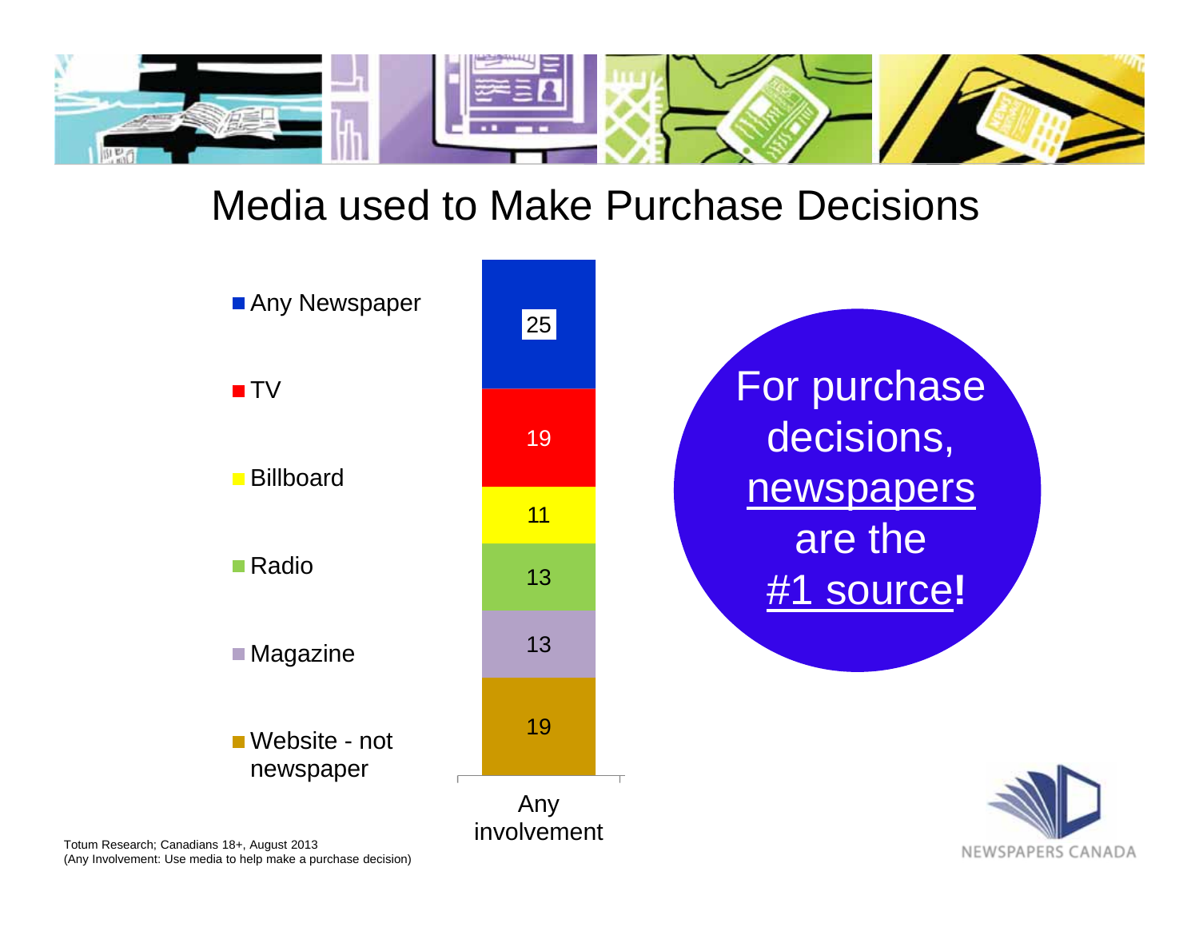# Media used to Make Purchase Decisions

| Media | Any involvement |
|---|---|
| Any Newspaper | 25 |
| TV | 19 |
| Billboard | 11 |
| Radio | 13 |
| Magazine | 13 |
| Website - not newspaper | 19 |

For purchase decisions, newspapers are the #1 source**!**

Totum Research; Canadians 18+, August 2013
(Any Involvement: Use media to help make a purchase decision)

NEWSPAPERS CANADA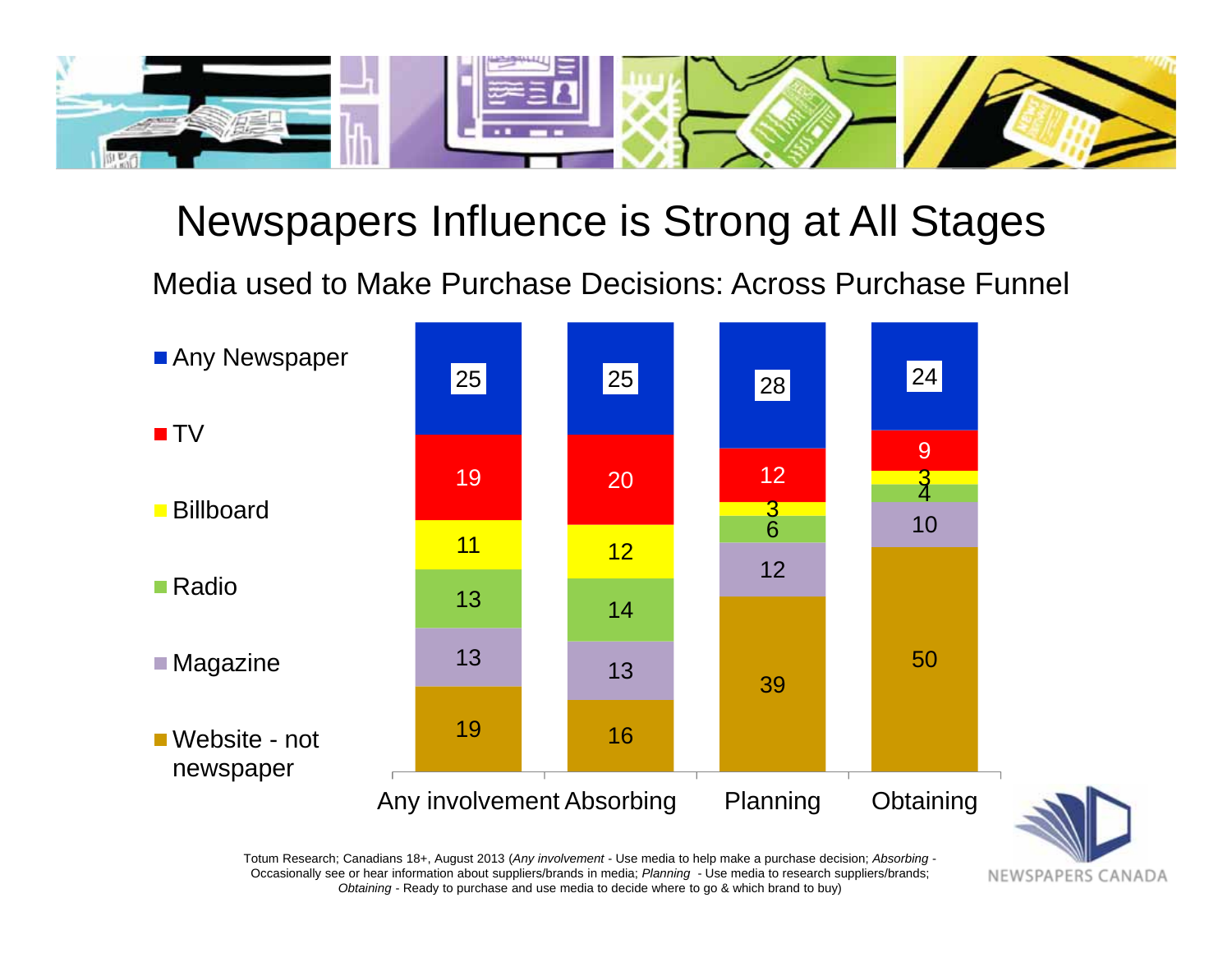# Newspapers Influence is Strong at All Stages

## Media used to Make Purchase Decisions: Across Purchase Funnel

| | Any involvement | Absorbing | Planning | Obtaining |
|---|---|---|---|---|
| Any Newspaper | 25 | 25 | 28 | 24 |
| TV | 19 | 20 | 12 | 9 |
| Billboard | 11 | 12 | 3 | 3 |
| Radio | 13 | 14 | 6 | 4 |
| Magazine | 13 | 13 | 12 | 10 |
| Website - not newspaper | 19 | 16 | 39 | 50 |

Totum Research; Canadians 18+, August 2013 (*Any involvement* - Use media to help make a purchase decision; *Absorbing* - Occasionally see or hear information about suppliers/brands in media; *Planning* - Use media to research suppliers/brands; *Obtaining* - Ready to purchase and use media to decide where to go & which brand to buy)

NEWSPAPERS CANADA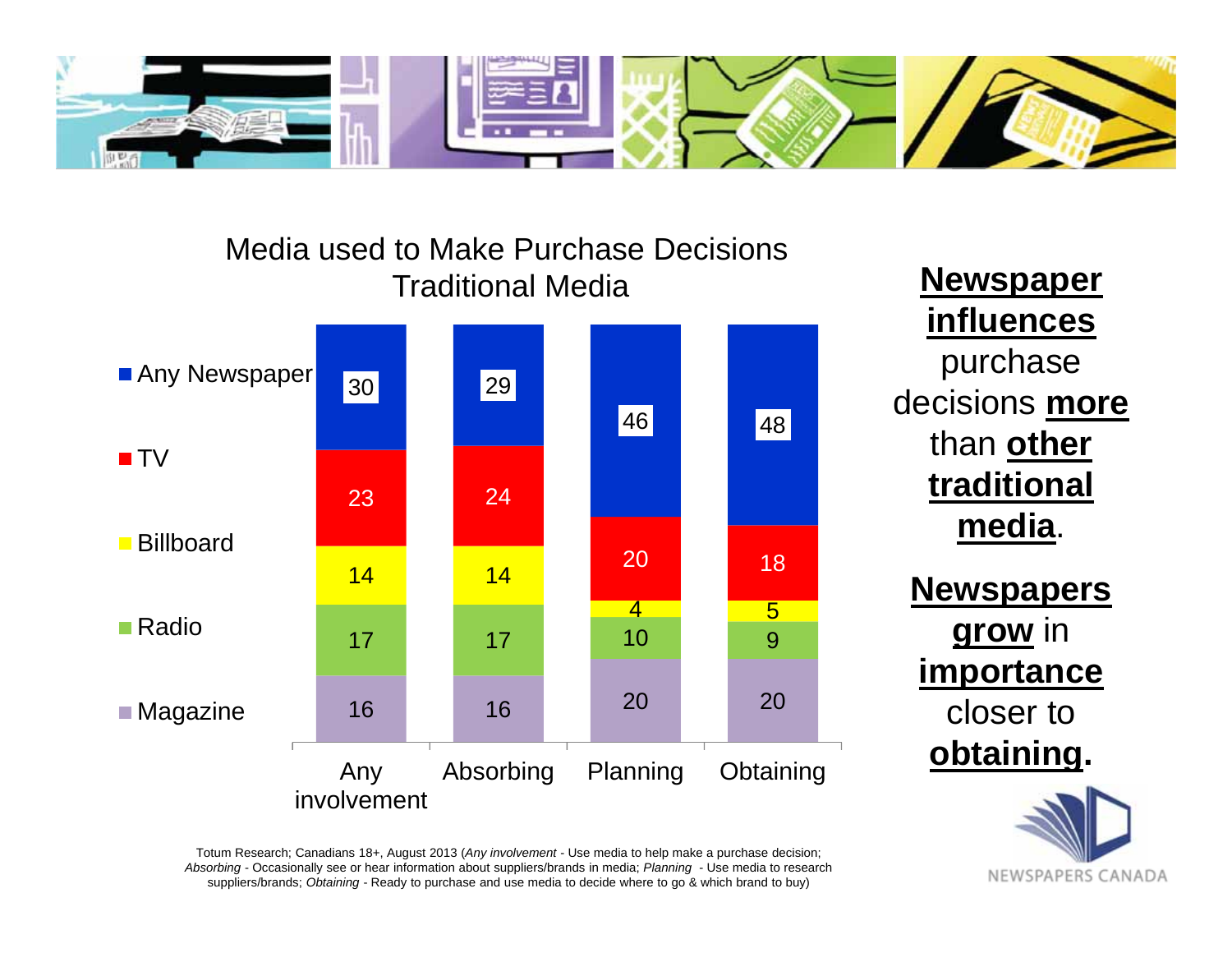## Media used to Make Purchase Decisions
### Traditional Media

| | Any involvement | Absorbing | Planning | Obtaining |
|---|---|---|---|---|
| Any Newspaper | 30 | 29 | 46 | 48 |
| TV | 23 | 24 | 20 | 18 |
| Billboard | 14 | 14 | 4 | 5 |
| Radio | 17 | 17 | 10 | 9 |
| Magazine | 16 | 16 | 20 | 20 |

**Newspaper influences** purchase decisions **more** than **other traditional media**.

**Newspapers grow** in **importance** closer to **obtaining.**

Totum Research; Canadians 18+, August 2013 (*Any involvement* - Use media to help make a purchase decision; *Absorbing* - Occasionally see or hear information about suppliers/brands in media; *Planning* - Use media to research suppliers/brands; *Obtaining* - Ready to purchase and use media to decide where to go & which brand to buy)

NEWSPAPERS CANADA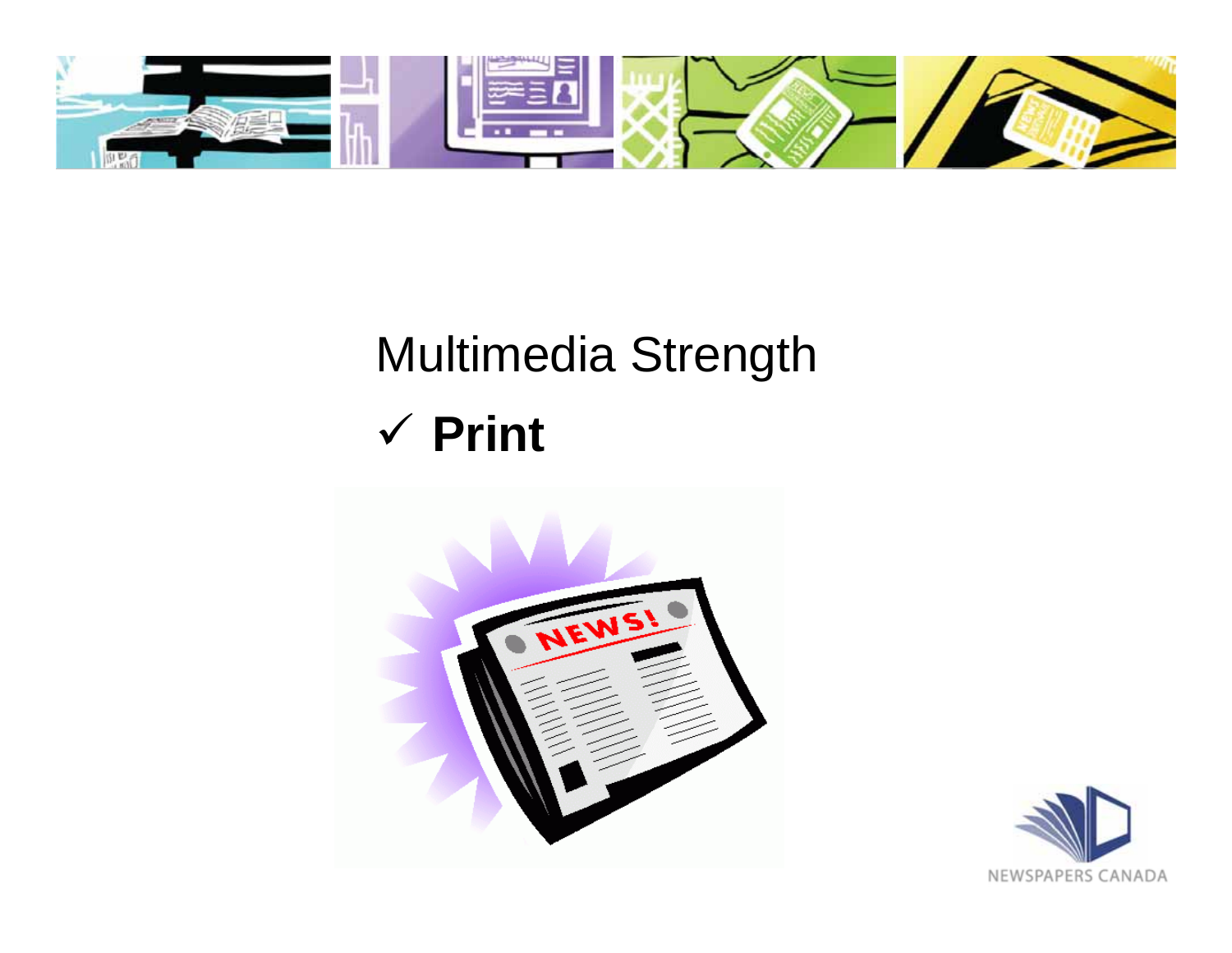Multimedia Strength

- ✓ **Print**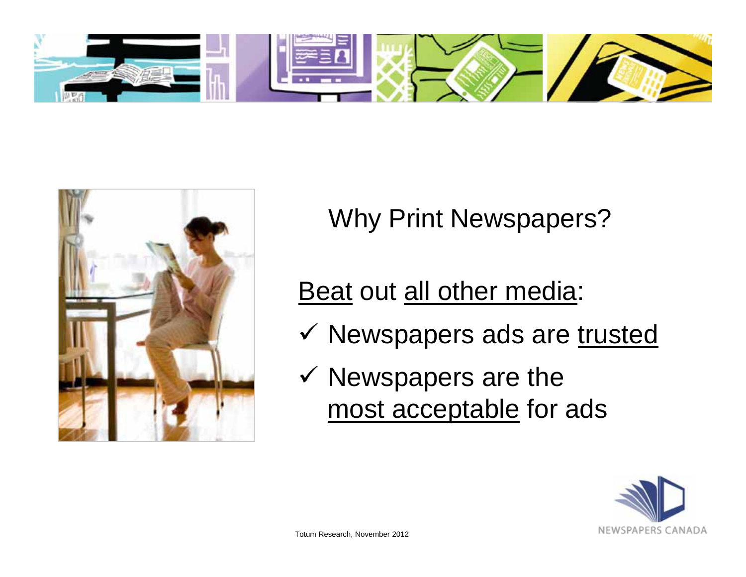# Why Print Newspapers?

Beat out all other media:

- ✓ Newspapers ads are trusted
- ✓ Newspapers are the most acceptable for ads

Totum Research, November 2012

NEWSPAPERS CANADA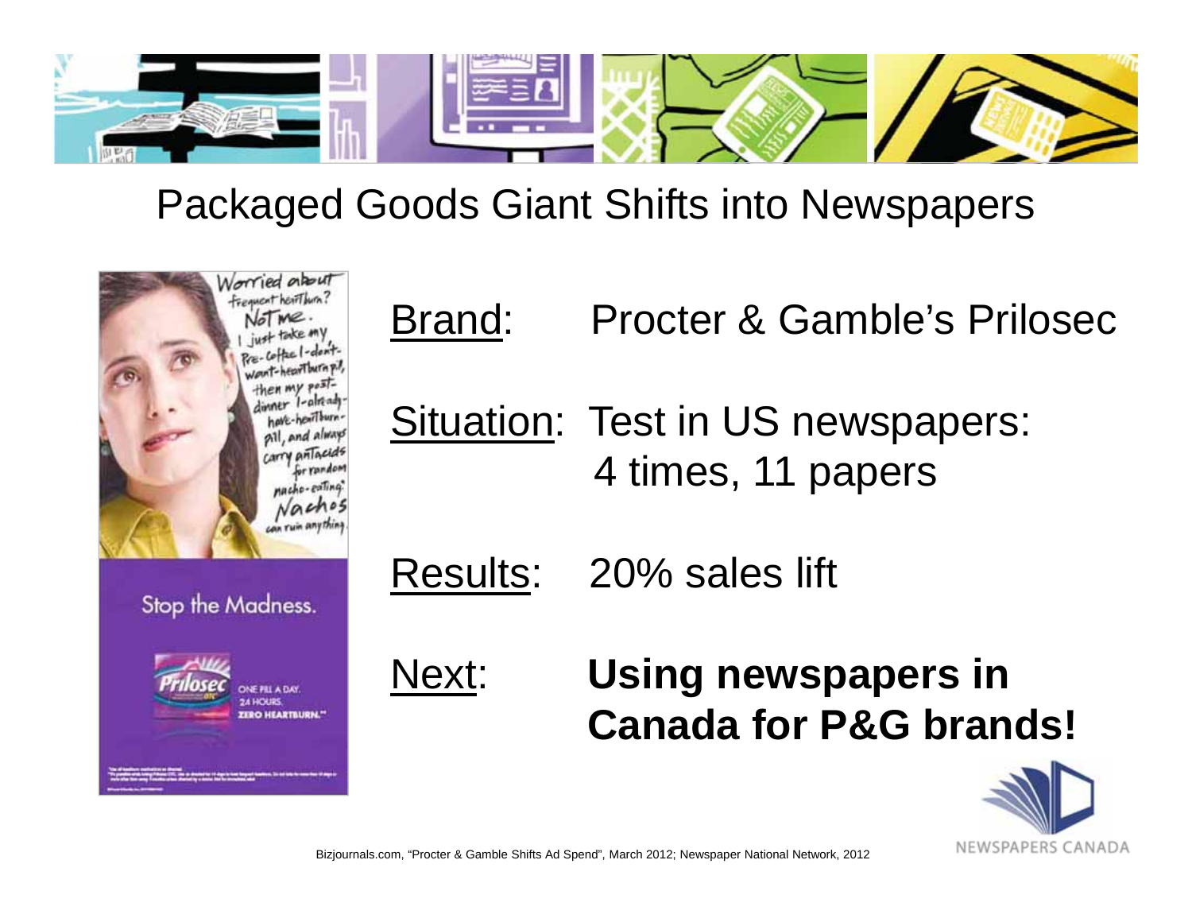# Packaged Goods Giant Shifts into Newspapers

Brand: Procter & Gamble's Prilosec

Situation: Test in US newspapers: 4 times, 11 papers

Results: 20% sales lift

Next: **Using newspapers in Canada for P&G brands!**

Bizjournals.com, "Procter & Gamble Shifts Ad Spend", March 2012; Newspaper National Network, 2012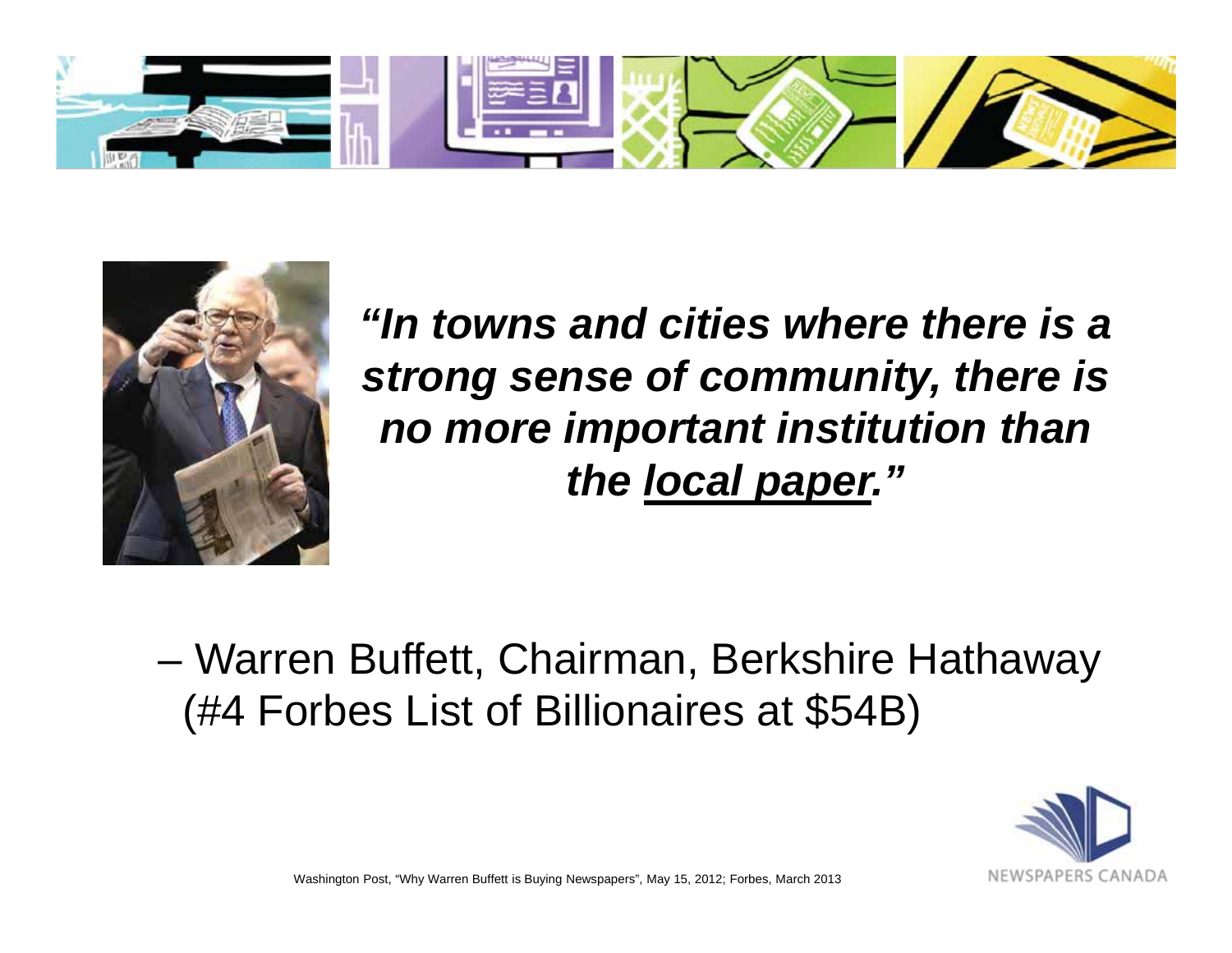***"In towns and cities where there is a strong sense of community, there is no more important institution than the local paper."***

– Warren Buffett, Chairman, Berkshire Hathaway (#4 Forbes List of Billionaires at $54B)

Washington Post, "Why Warren Buffett is Buying Newspapers", May 15, 2012; Forbes, March 2013

NEWSPAPERS CANADA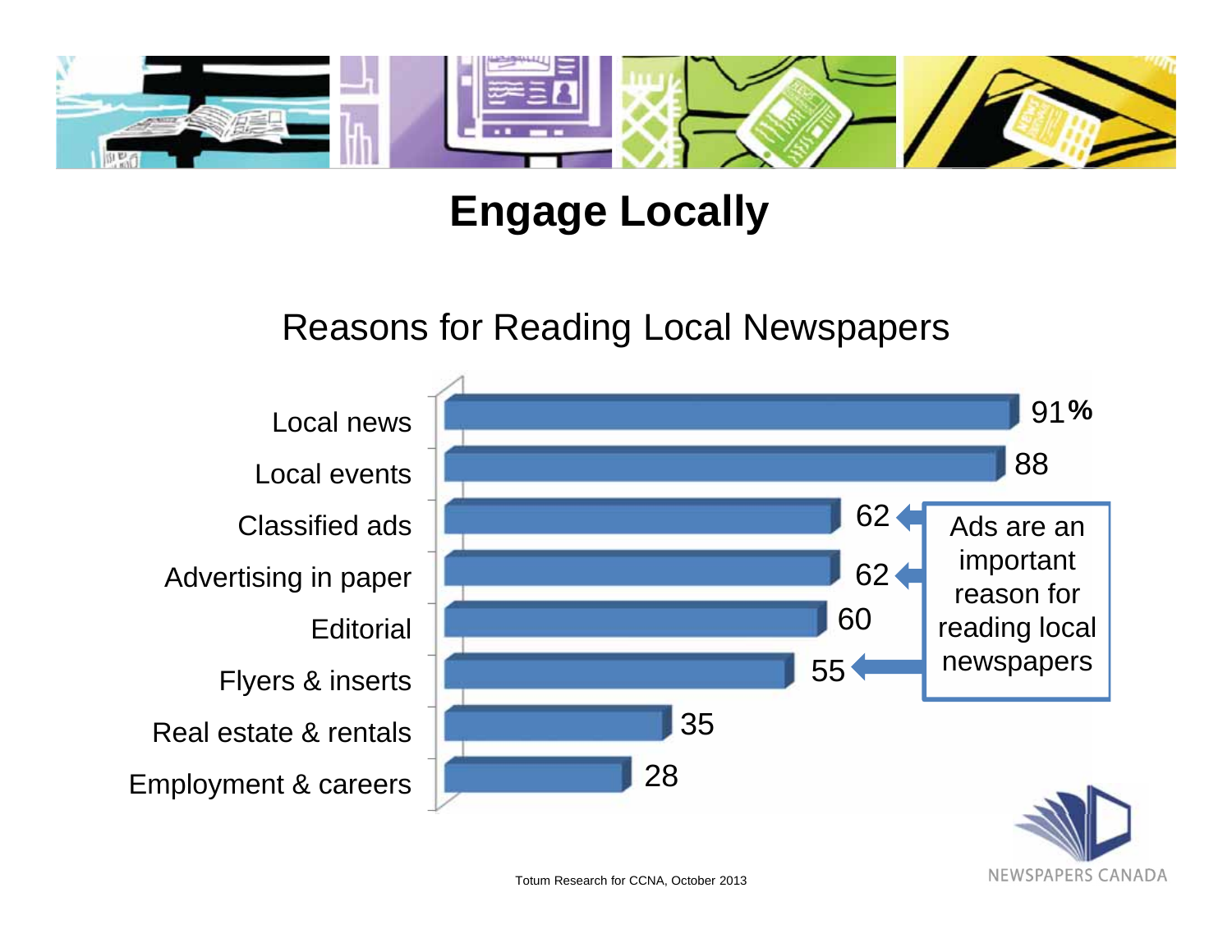# Engage Locally

## Reasons for Reading Local Newspapers

| Reason | % |
|---|---|
| Local news | 91% |
| Local events | 88 |
| Classified ads | 62 |
| Advertising in paper | 62 |
| Editorial | 60 |
| Flyers & inserts | 55 |
| Real estate & rentals | 35 |
| Employment & careers | 28 |

Ads are an important reason for reading local newspapers

Totum Research for CCNA, October 2013

NEWSPAPERS CANADA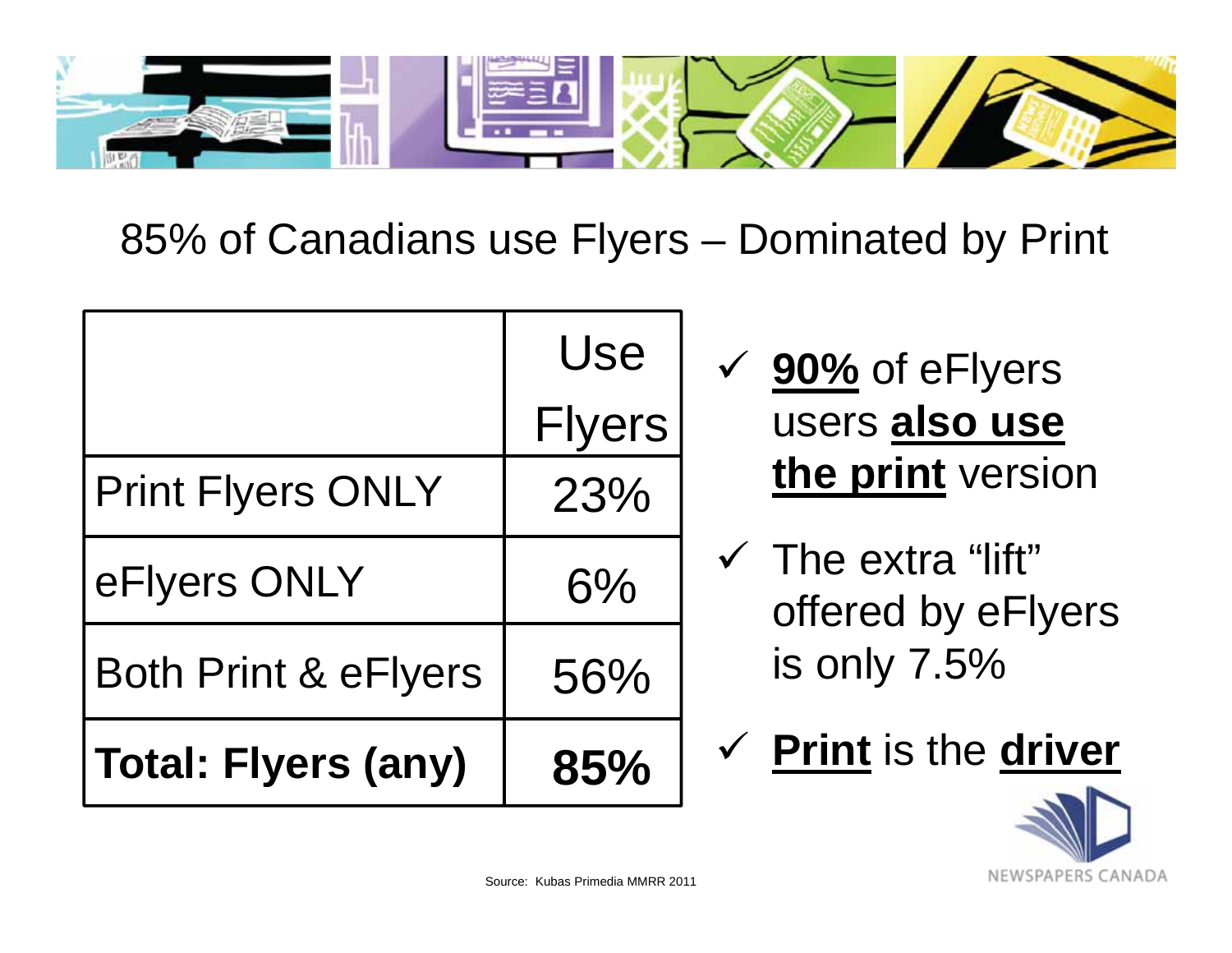# 85% of Canadians use Flyers – Dominated by Print

| | Use Flyers |
|---|---|
| Print Flyers ONLY | 23% |
| eFlyers ONLY | 6% |
| Both Print & eFlyers | 56% |
| **Total: Flyers (any)** | **85%** |

- ✓ **90%** of eFlyers users **also use the print** version
- ✓ The extra "lift" offered by eFlyers is only 7.5%
- ✓ **Print** is the **driver**

Source: Kubas Primedia MMRR 2011

NEWSPAPERS CANADA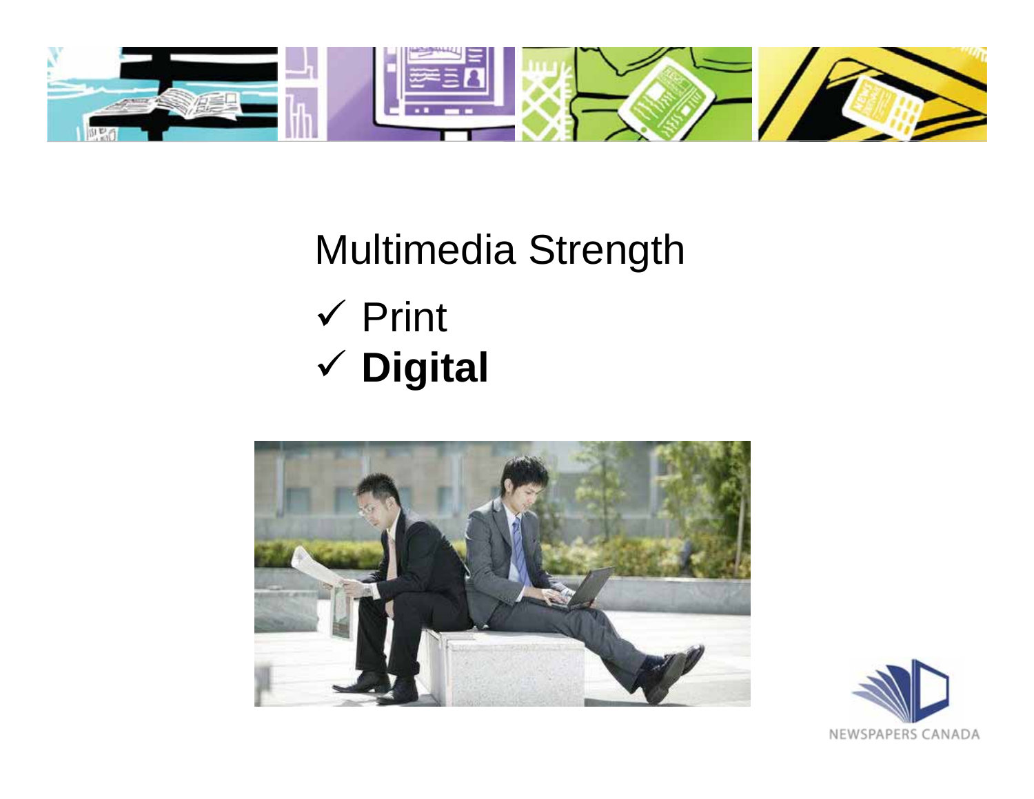Multimedia Strength

- ✓ Print
- ✓ **Digital**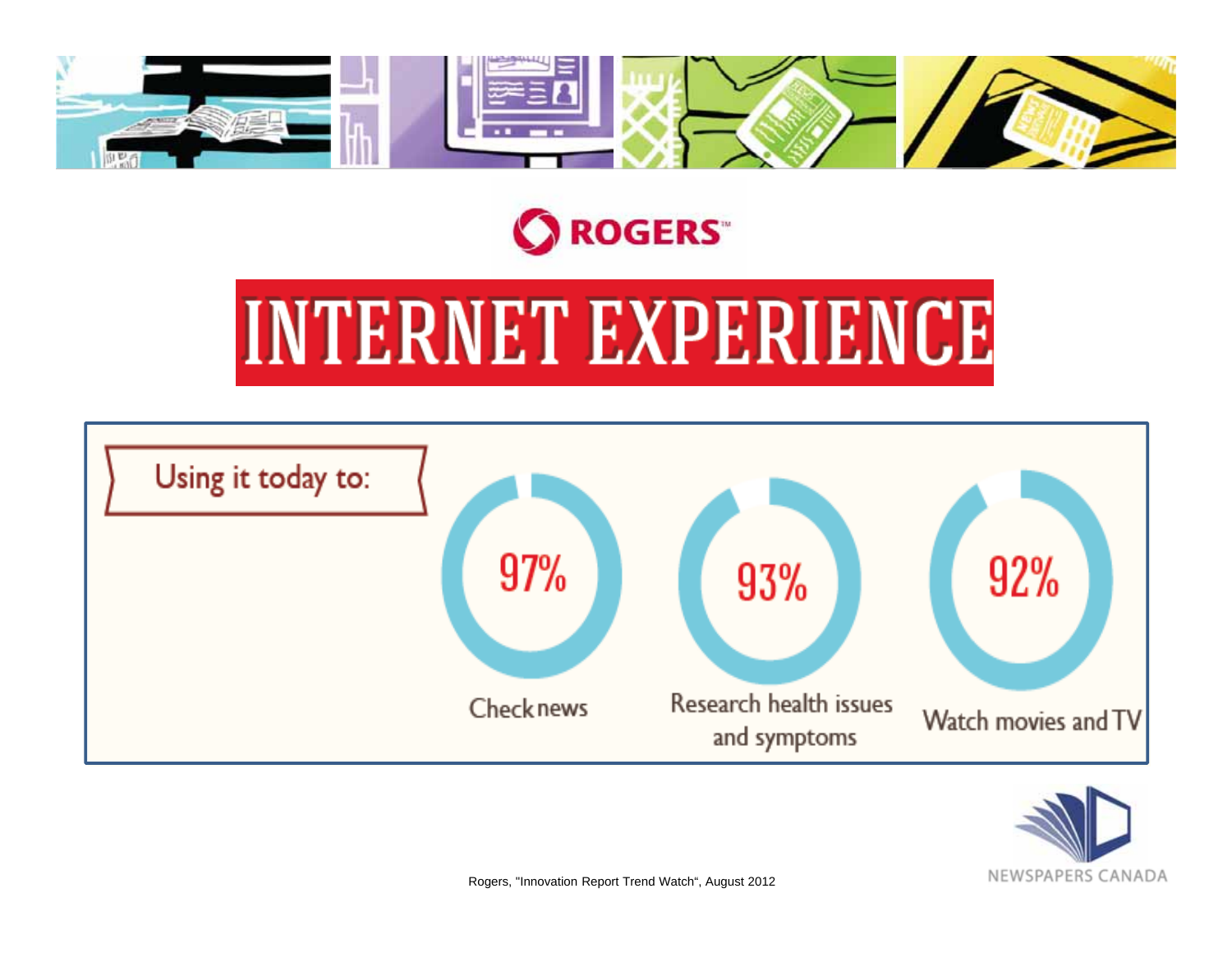ROGERS

# INTERNET EXPERIENCE

Using it today to:

97%

Check news

93%

Research health issues and symptoms

92%

Watch movies and TV

Rogers, "Innovation Report Trend Watch", August 2012

NEWSPAPERS CANADA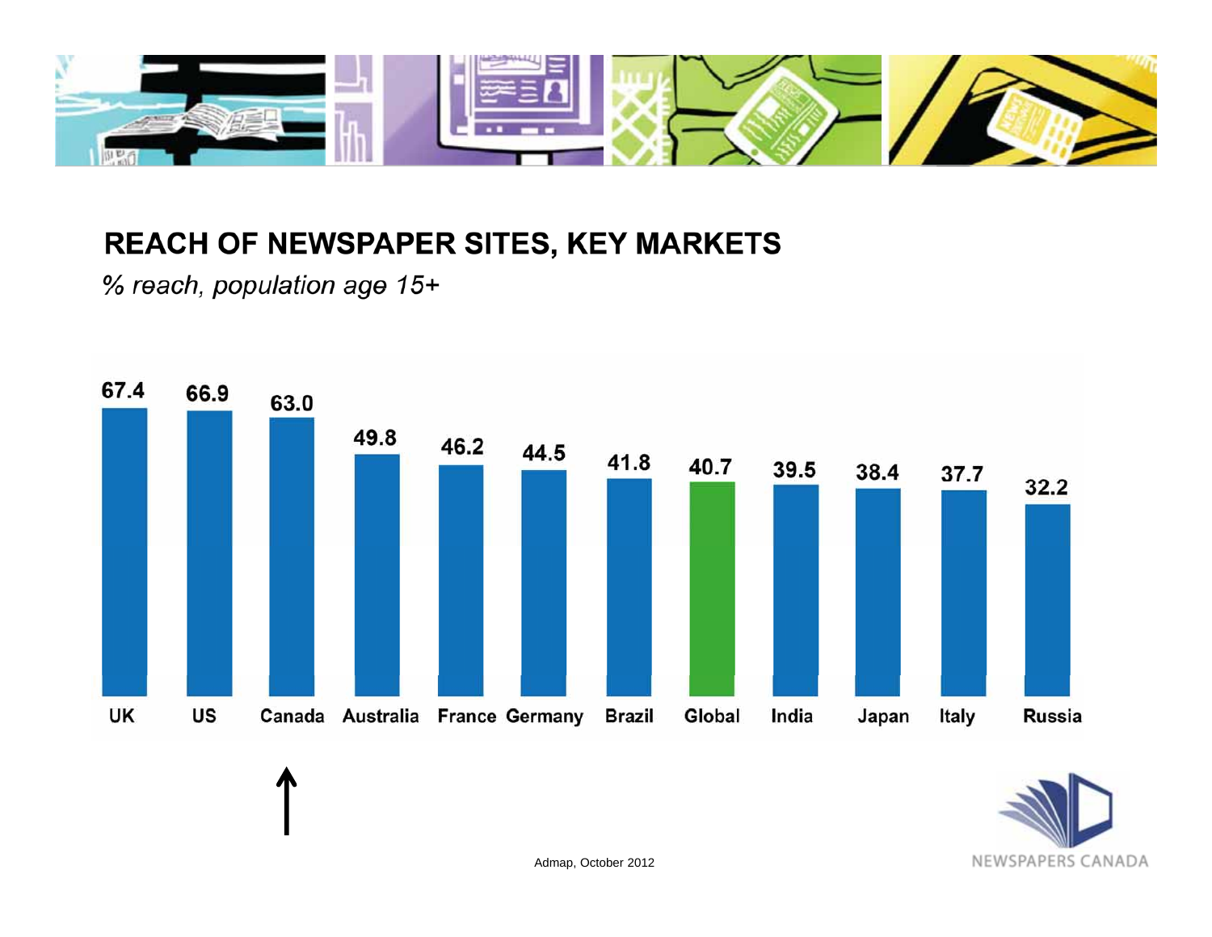## REACH OF NEWSPAPER SITES, KEY MARKETS

*% reach, population age 15+*

| UK | US | Canada | Australia | France | Germany | Brazil | Global | India | Japan | Italy | Russia |
|---|---|---|---|---|---|---|---|---|---|---|---|
| 67.4 | 66.9 | 63.0 | 49.8 | 46.2 | 44.5 | 41.8 | 40.7 | 39.5 | 38.4 | 37.7 | 32.2 |

Admap, October 2012

NEWSPAPERS CANADA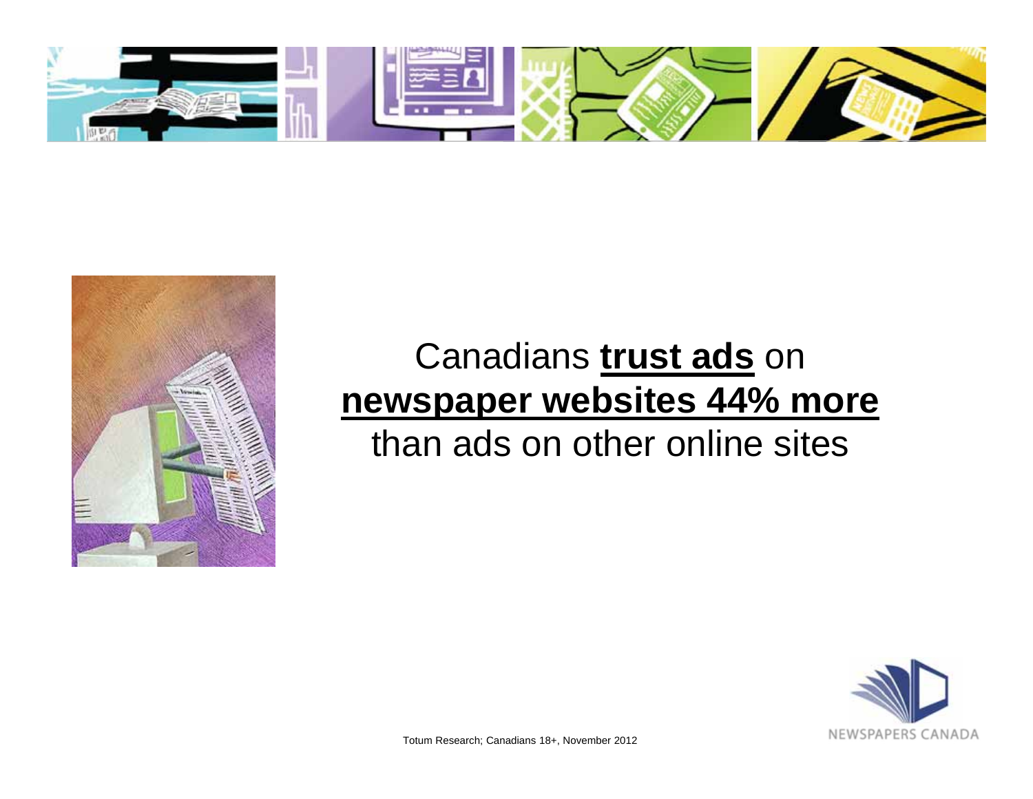Canadians **trust ads** on **newspaper websites 44% more** than ads on other online sites

Totum Research; Canadians 18+, November 2012

NEWSPAPERS CANADA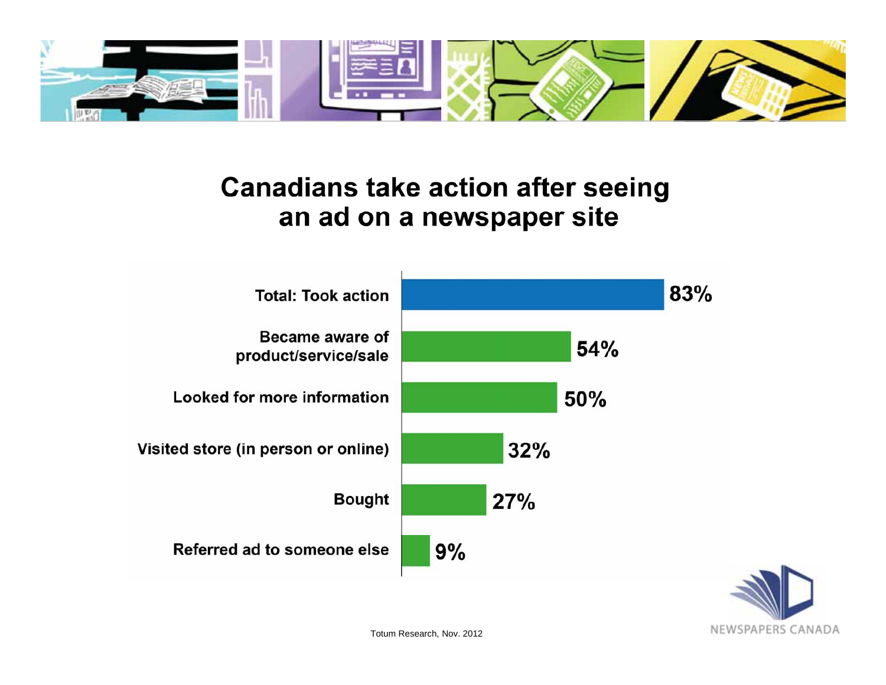# Canadians take action after seeing an ad on a newspaper site

| Action | Percentage |
|---|---|
| Total: Took action | 83% |
| Became aware of product/service/sale | 54% |
| Looked for more information | 50% |
| Visited store (in person or online) | 32% |
| Bought | 27% |
| Referred ad to someone else | 9% |

Totum Research, Nov. 2012

NEWSPAPERS CANADA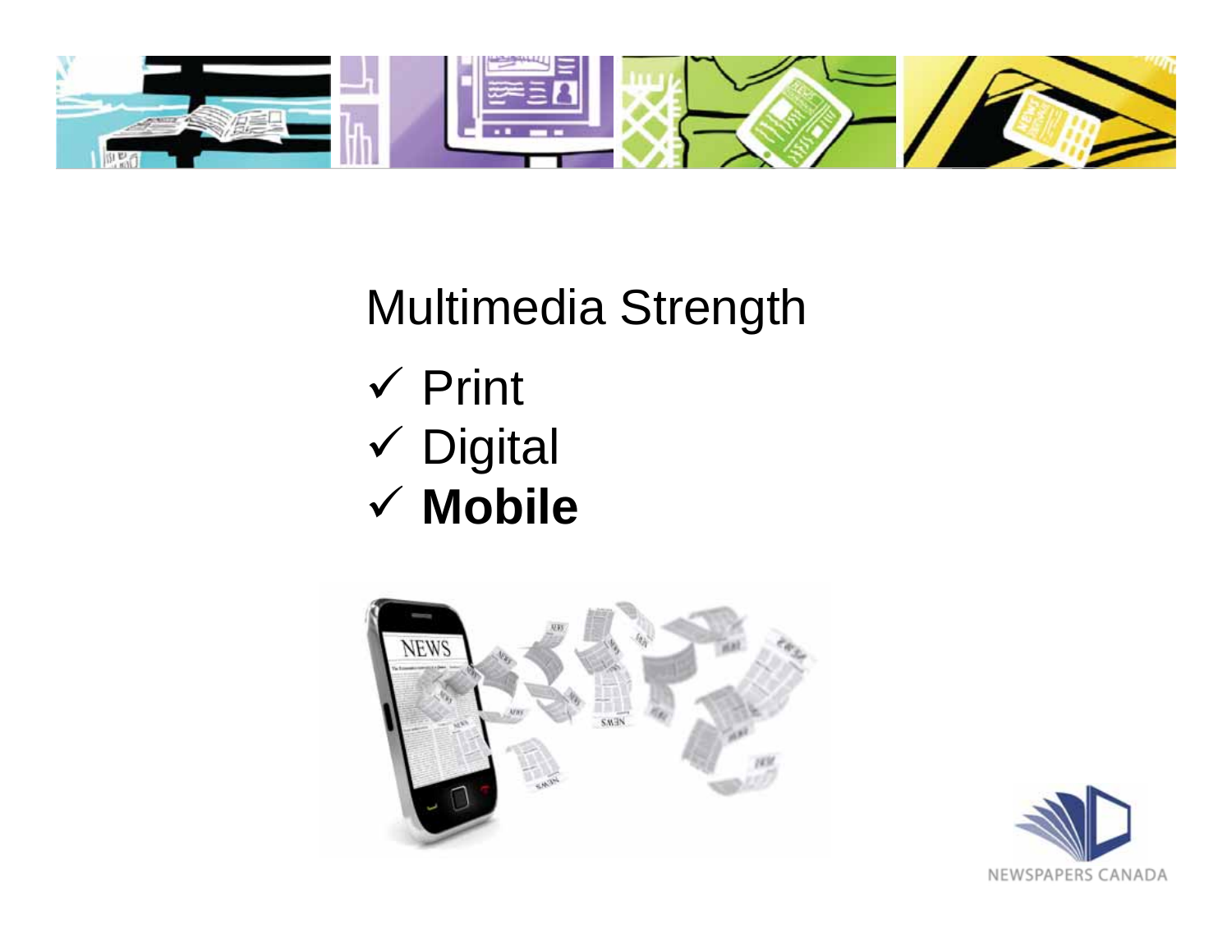# Multimedia Strength

- ✓ Print
- ✓ Digital
- ✓ **Mobile**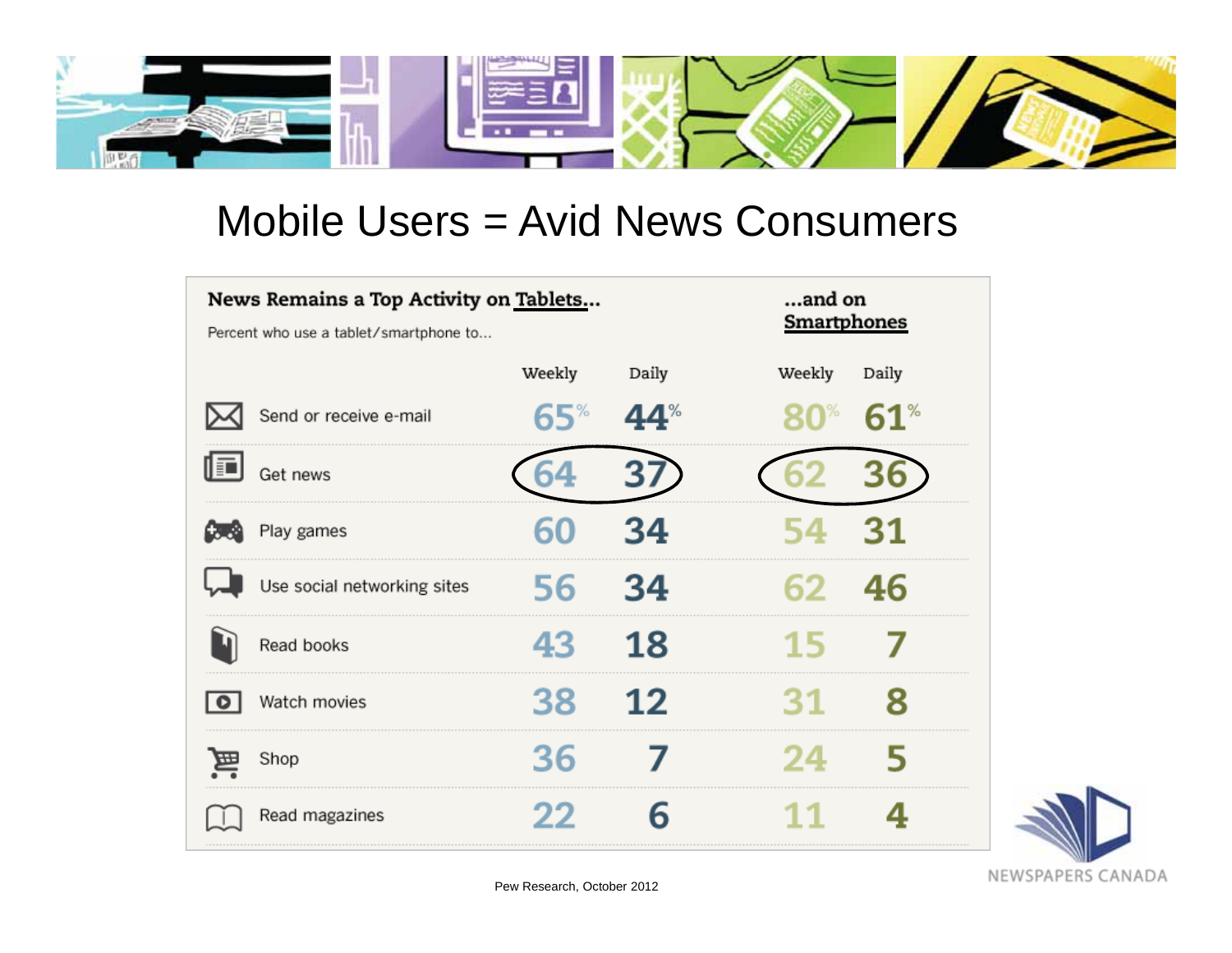# Mobile Users = Avid News Consumers

**News Remains a Top Activity on Tablets... ...and on Smartphones**

Percent who use a tablet/smartphone to...

| | Tablets | | Smartphones | |
|---|---|---|---|---|
| | Weekly | Daily | Weekly | Daily |
| Send or receive e-mail | 65% | 44% | 80% | 61% |
| Get news | 64 | 37 | 62 | 36 |
| Play games | 60 | 34 | 54 | 31 |
| Use social networking sites | 56 | 34 | 62 | 46 |
| Read books | 43 | 18 | 15 | 7 |
| Watch movies | 38 | 12 | 31 | 8 |
| Shop | 36 | 7 | 24 | 5 |
| Read magazines | 22 | 6 | 11 | 4 |

Pew Research, October 2012

NEWSPAPERS CANADA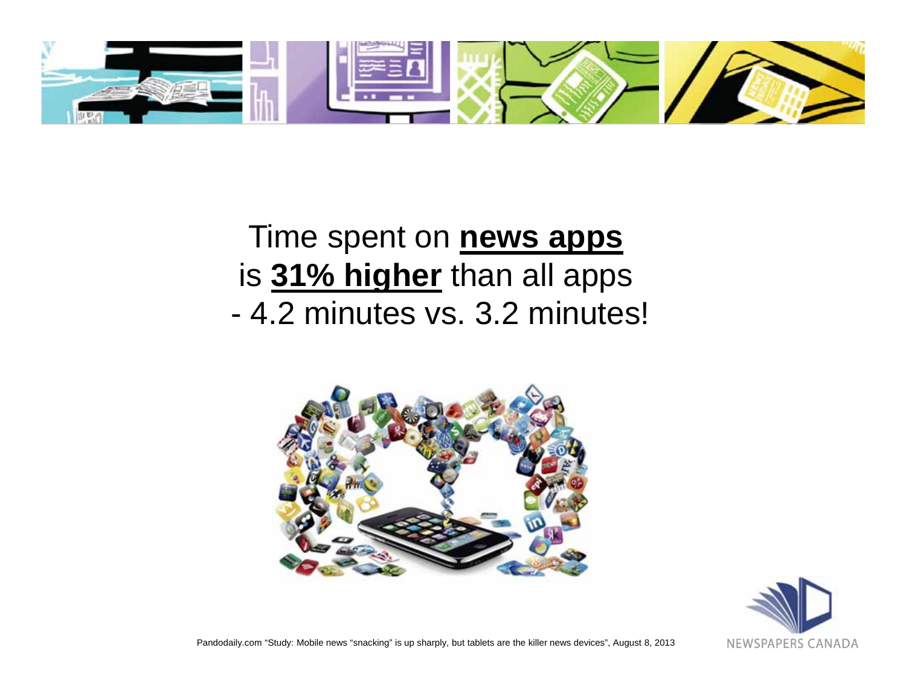Time spent on **news apps** is **31% higher** than all apps - 4.2 minutes vs. 3.2 minutes!

Pandodaily.com "Study: Mobile news "snacking" is up sharply, but tablets are the killer news devices", August 8, 2013

NEWSPAPERS CANADA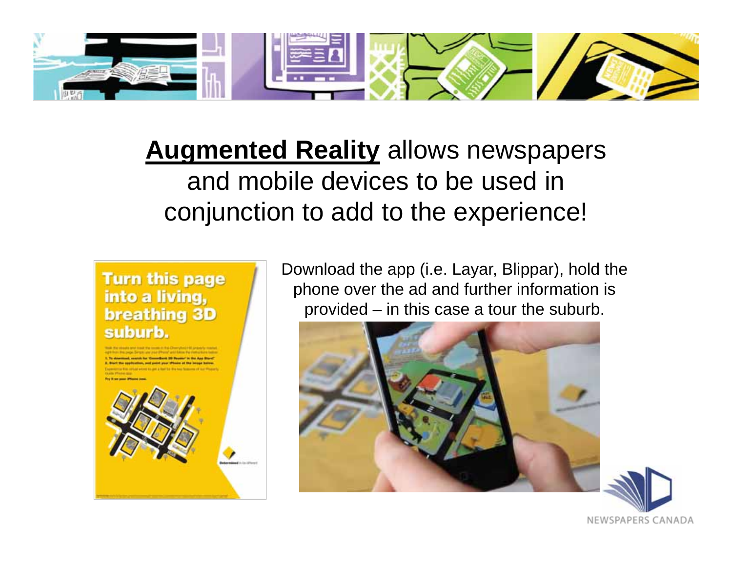**Augmented Reality** allows newspapers and mobile devices to be used in conjunction to add to the experience!

Download the app (i.e. Layar, Blippar), hold the phone over the ad and further information is provided – in this case a tour the suburb.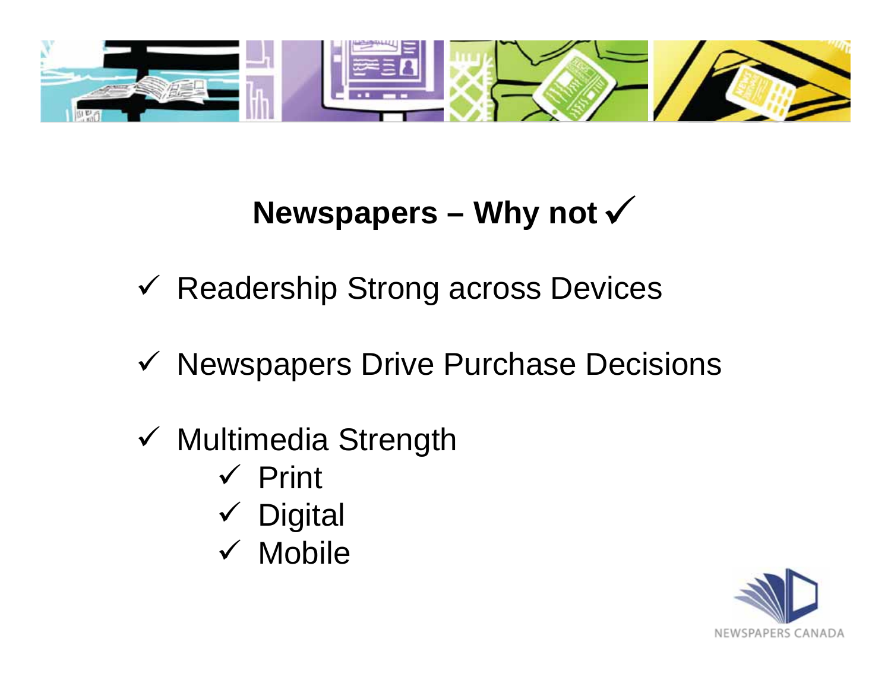# Newspapers – Why not ✓

- ✓ Readership Strong across Devices
- ✓ Newspapers Drive Purchase Decisions
- ✓ Multimedia Strength
  - ✓ Print
  - ✓ Digital
  - ✓ Mobile

NEWSPAPERS CANADA